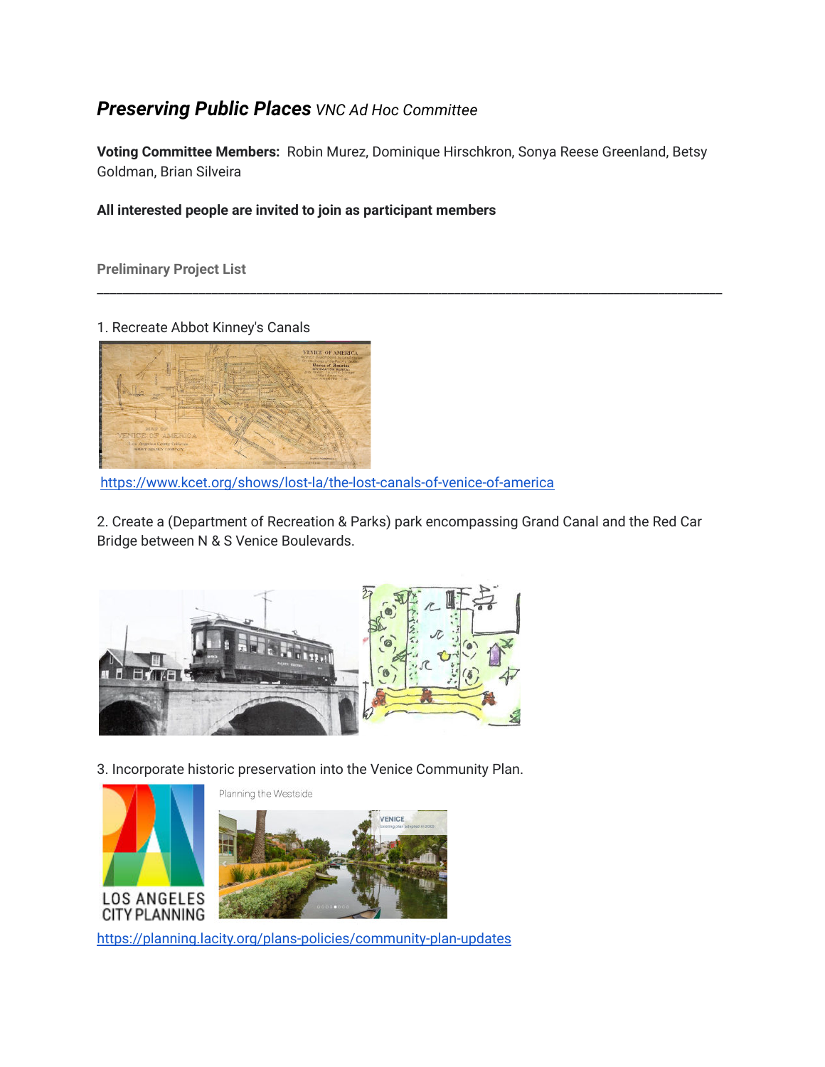# ***Preserving Public Places*** *VNC Ad Hoc Committee*

**Voting Committee Members:** Robin Murez, Dominique Hirschkron, Sonya Reese Greenland, Betsy Goldman, Brian Silveira

**All interested people are invited to join as participant members**

**Preliminary Project List**

---

1. Recreate Abbot Kinney's Canals

https://www.kcet.org/shows/lost-la/the-lost-canals-of-venice-of-america

2. Create a (Department of Recreation & Parks) park encompassing Grand Canal and the Red Car Bridge between N & S Venice Boulevards.

3. Incorporate historic preservation into the Venice Community Plan.

https://planning.lacity.org/plans-policies/community-plan-updates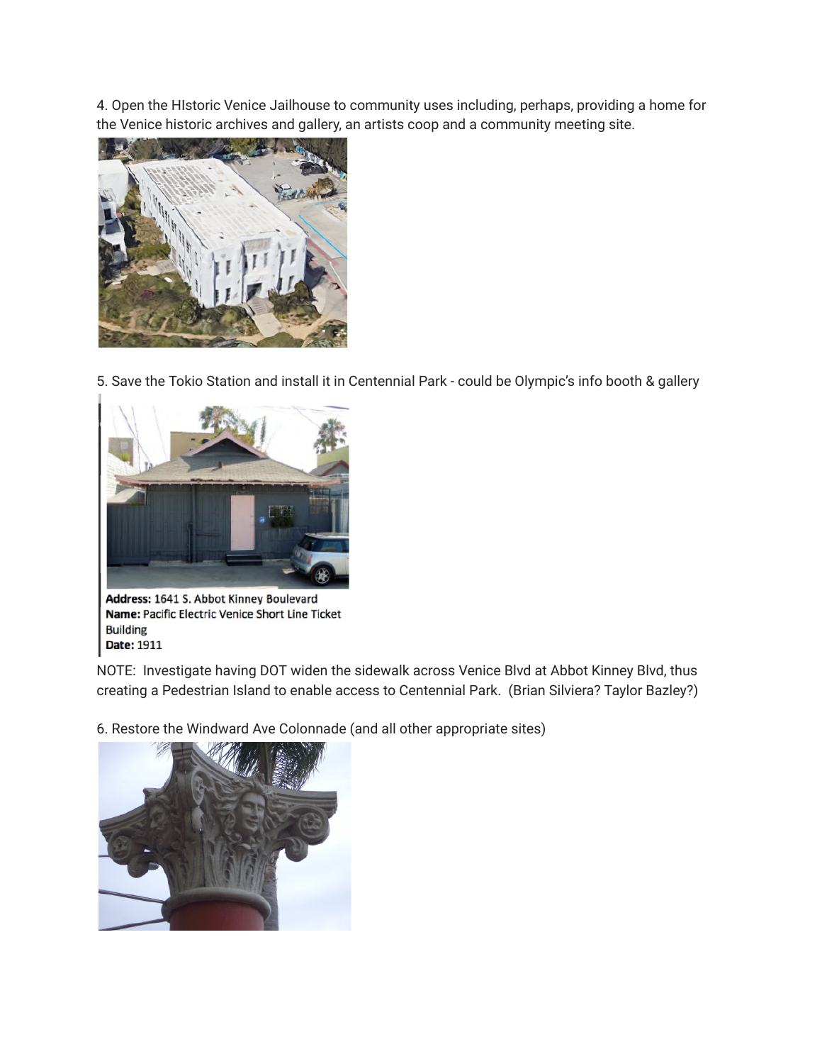4. Open the HIstoric Venice Jailhouse to community uses including, perhaps, providing a home for the Venice historic archives and gallery, an artists coop and a community meeting site.

5. Save the Tokio Station and install it in Centennial Park - could be Olympic's info booth & gallery

**Address:** 1641 S. Abbot Kinney Boulevard
**Name:** Pacific Electric Venice Short Line Ticket Building
**Date:** 1911

NOTE: Investigate having DOT widen the sidewalk across Venice Blvd at Abbot Kinney Blvd, thus creating a Pedestrian Island to enable access to Centennial Park. (Brian Silviera? Taylor Bazley?)

6. Restore the Windward Ave Colonnade (and all other appropriate sites)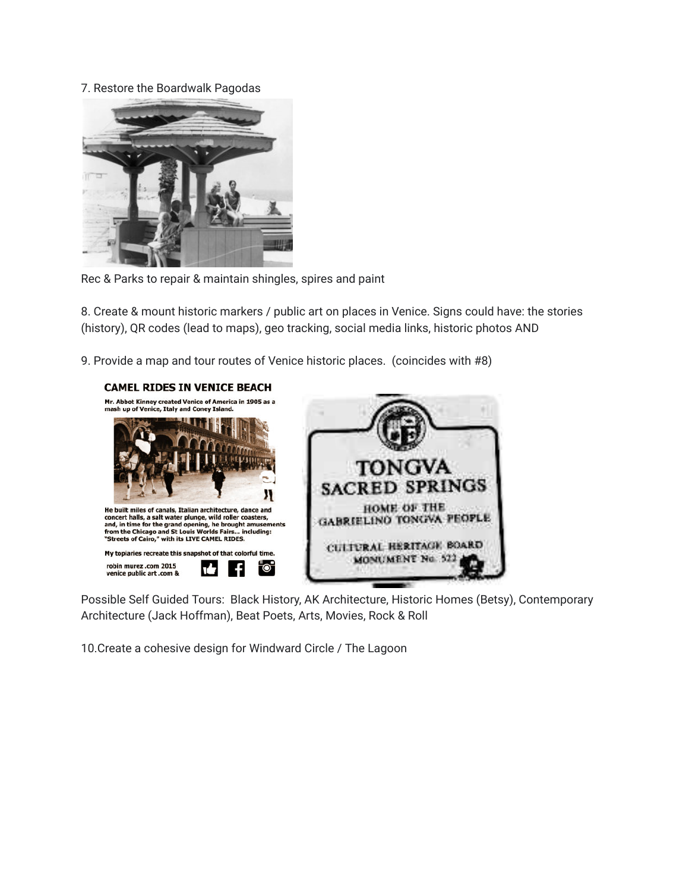7. Restore the Boardwalk Pagodas

Rec & Parks to repair & maintain shingles, spires and paint

8. Create & mount historic markers / public art on places in Venice. Signs could have: the stories (history), QR codes (lead to maps), geo tracking, social media links, historic photos AND

9. Provide a map and tour routes of Venice historic places. (coincides with #8)

Possible Self Guided Tours: Black History, AK Architecture, Historic Homes (Betsy), Contemporary Architecture (Jack Hoffman), Beat Poets, Arts, Movies, Rock & Roll

10.Create a cohesive design for Windward Circle / The Lagoon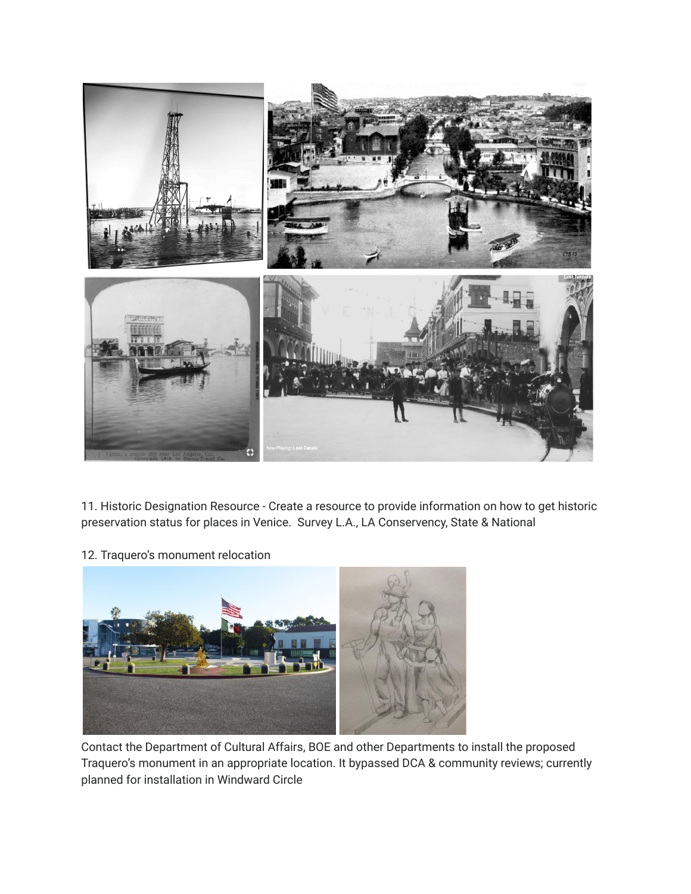11. Historic Designation Resource - Create a resource to provide information on how to get historic preservation status for places in Venice. Survey L.A., LA Conservency, State & National

12. Traquero's monument relocation

Contact the Department of Cultural Affairs, BOE and other Departments to install the proposed Traquero's monument in an appropriate location. It bypassed DCA & community reviews; currently planned for installation in Windward Circle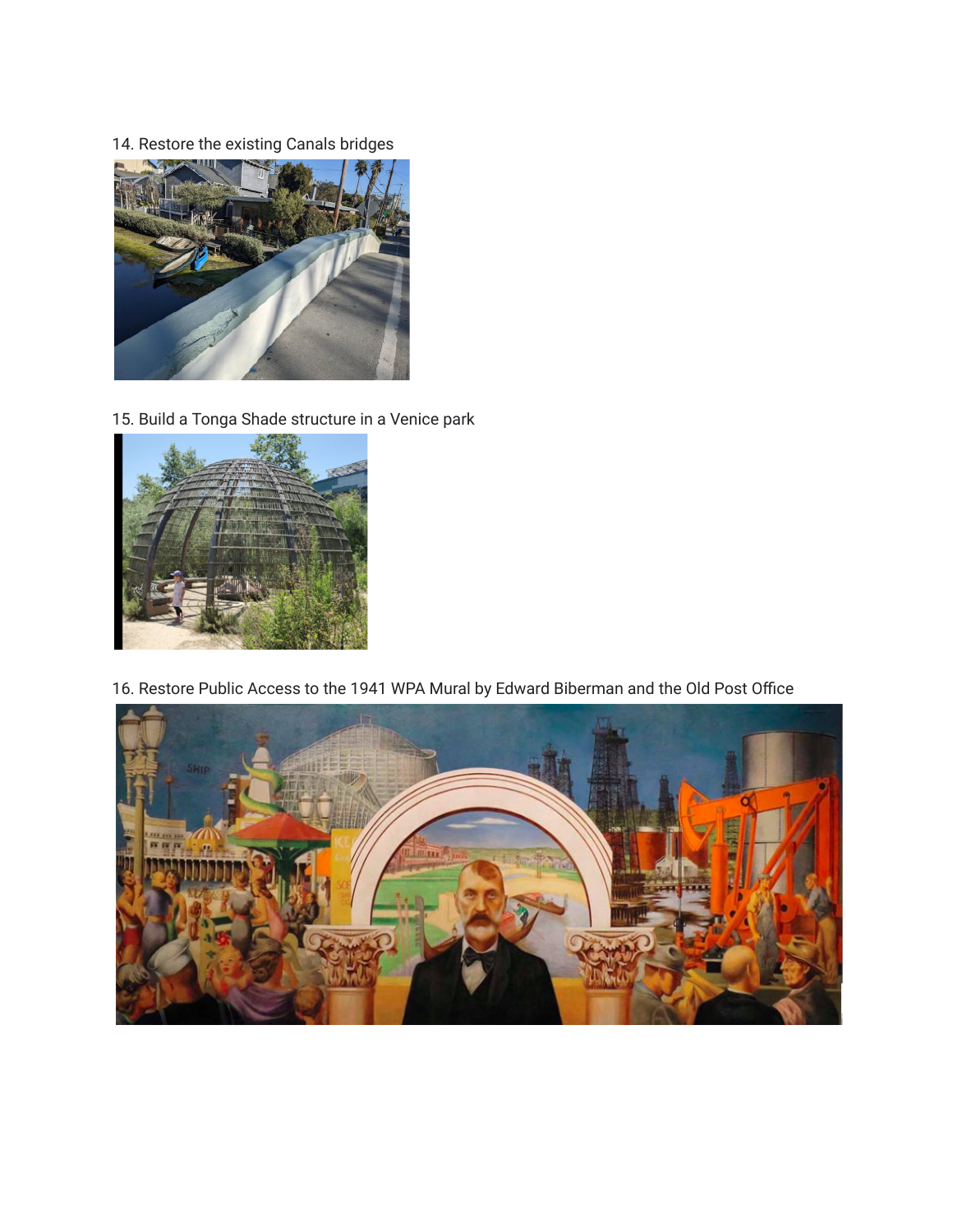14. Restore the existing Canals bridges

15. Build a Tonga Shade structure in a Venice park

16. Restore Public Access to the 1941 WPA Mural by Edward Biberman and the Old Post Office